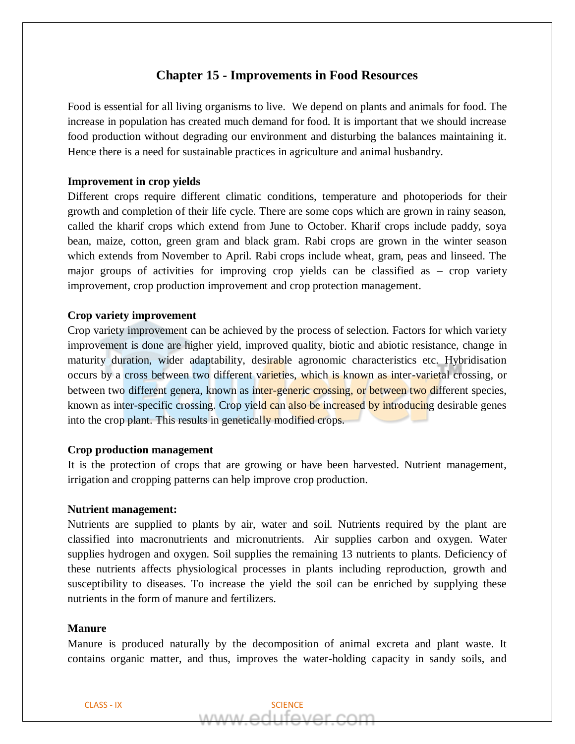# Chapter 15 - Improvements in Food Resources

Food is essential for all living organisms to live. We depend on plants and animals for food. The increase in population has created much demand for food. It is important that we should increase food production without degrading our environment and disturbing the balances maintaining it. Hence there is a need for sustainable practices in agriculture and animal husbandry.

**Improvement in crop yields**

Different crops require different climatic conditions, temperature and photoperiods for their growth and completion of their life cycle. There are some cops which are grown in rainy season, called the kharif crops which extend from June to October. Kharif crops include paddy, soya bean, maize, cotton, green gram and black gram. Rabi crops are grown in the winter season which extends from November to April. Rabi crops include wheat, gram, peas and linseed. The major groups of activities for improving crop yields can be classified as – crop variety improvement, crop production improvement and crop protection management.

**Crop variety improvement**

Crop variety improvement can be achieved by the process of selection. Factors for which variety improvement is done are higher yield, improved quality, biotic and abiotic resistance, change in maturity duration, wider adaptability, desirable agronomic characteristics etc. Hybridisation occurs by a cross between two different varieties, which is known as inter-varietal crossing, or between two different genera, known as inter-generic crossing, or between two different species, known as inter-specific crossing. Crop yield can also be increased by introducing desirable genes into the crop plant. This results in genetically modified crops.

**Crop production management**

It is the protection of crops that are growing or have been harvested. Nutrient management, irrigation and cropping patterns can help improve crop production.

**Nutrient management:**

Nutrients are supplied to plants by air, water and soil. Nutrients required by the plant are classified into macronutrients and micronutrients. Air supplies carbon and oxygen. Water supplies hydrogen and oxygen. Soil supplies the remaining 13 nutrients to plants. Deficiency of these nutrients affects physiological processes in plants including reproduction, growth and susceptibility to diseases. To increase the yield the soil can be enriched by supplying these nutrients in the form of manure and fertilizers.

**Manure**

Manure is produced naturally by the decomposition of animal excreta and plant waste. It contains organic matter, and thus, improves the water-holding capacity in sandy soils, and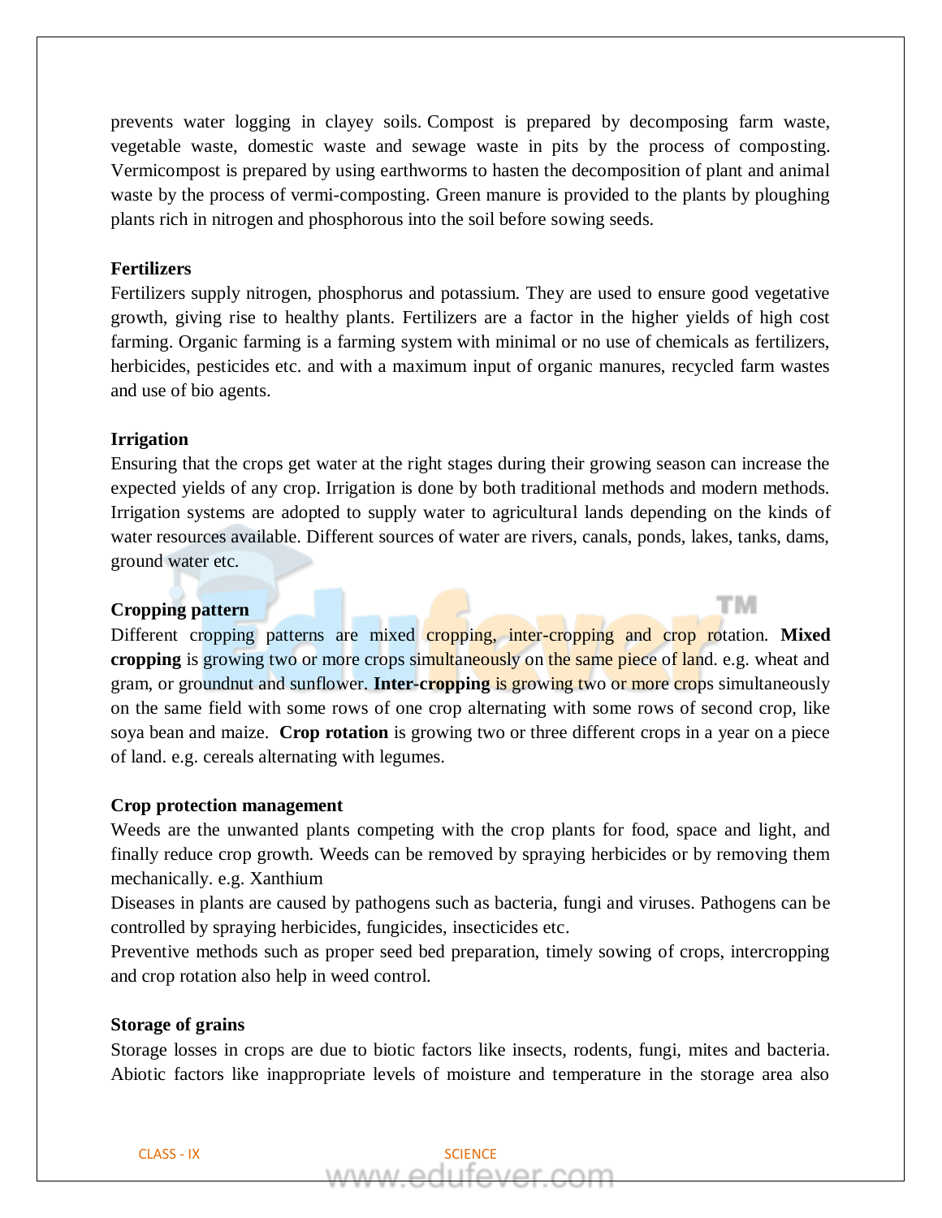prevents water logging in clayey soils. Compost is prepared by decomposing farm waste, vegetable waste, domestic waste and sewage waste in pits by the process of composting. Vermicompost is prepared by using earthworms to hasten the decomposition of plant and animal waste by the process of vermi-composting. Green manure is provided to the plants by ploughing plants rich in nitrogen and phosphorous into the soil before sowing seeds.

**Fertilizers**

Fertilizers supply nitrogen, phosphorus and potassium. They are used to ensure good vegetative growth, giving rise to healthy plants. Fertilizers are a factor in the higher yields of high cost farming. Organic farming is a farming system with minimal or no use of chemicals as fertilizers, herbicides, pesticides etc. and with a maximum input of organic manures, recycled farm wastes and use of bio agents.

**Irrigation**

Ensuring that the crops get water at the right stages during their growing season can increase the expected yields of any crop. Irrigation is done by both traditional methods and modern methods. Irrigation systems are adopted to supply water to agricultural lands depending on the kinds of water resources available. Different sources of water are rivers, canals, ponds, lakes, tanks, dams, ground water etc.

**Cropping pattern**

Different cropping patterns are mixed cropping, inter-cropping and crop rotation. **Mixed cropping** is growing two or more crops simultaneously on the same piece of land. e.g. wheat and gram, or groundnut and sunflower. **Inter-cropping** is growing two or more crops simultaneously on the same field with some rows of one crop alternating with some rows of second crop, like soya bean and maize. **Crop rotation** is growing two or three different crops in a year on a piece of land. e.g. cereals alternating with legumes.

**Crop protection management**

Weeds are the unwanted plants competing with the crop plants for food, space and light, and finally reduce crop growth. Weeds can be removed by spraying herbicides or by removing them mechanically. e.g. Xanthium

Diseases in plants are caused by pathogens such as bacteria, fungi and viruses. Pathogens can be controlled by spraying herbicides, fungicides, insecticides etc.

Preventive methods such as proper seed bed preparation, timely sowing of crops, intercropping and crop rotation also help in weed control.

**Storage of grains**

Storage losses in crops are due to biotic factors like insects, rodents, fungi, mites and bacteria. Abiotic factors like inappropriate levels of moisture and temperature in the storage area also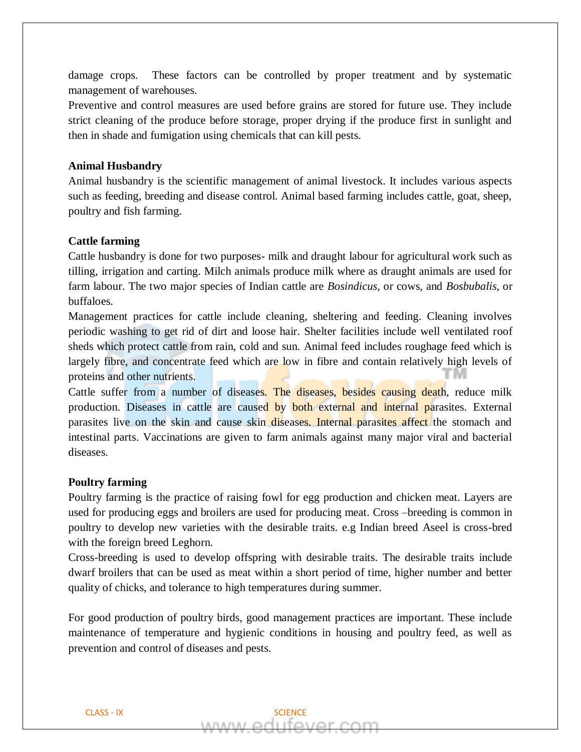damage crops. These factors can be controlled by proper treatment and by systematic management of warehouses.

Preventive and control measures are used before grains are stored for future use. They include strict cleaning of the produce before storage, proper drying if the produce first in sunlight and then in shade and fumigation using chemicals that can kill pests.

**Animal Husbandry**

Animal husbandry is the scientific management of animal livestock. It includes various aspects such as feeding, breeding and disease control. Animal based farming includes cattle, goat, sheep, poultry and fish farming.

**Cattle farming**

Cattle husbandry is done for two purposes- milk and draught labour for agricultural work such as tilling, irrigation and carting. Milch animals produce milk where as draught animals are used for farm labour. The two major species of Indian cattle are *Bosindicus,* or cows, and *Bosbubalis,* or buffaloes.

Management practices for cattle include cleaning, sheltering and feeding. Cleaning involves periodic washing to get rid of dirt and loose hair. Shelter facilities include well ventilated roof sheds which protect cattle from rain, cold and sun. Animal feed includes roughage feed which is largely fibre, and concentrate feed which are low in fibre and contain relatively high levels of proteins and other nutrients.

Cattle suffer from a number of diseases. The diseases, besides causing death, reduce milk production. Diseases in cattle are caused by both external and internal parasites. External parasites live on the skin and cause skin diseases. Internal parasites affect the stomach and intestinal parts. Vaccinations are given to farm animals against many major viral and bacterial diseases.

**Poultry farming**

Poultry farming is the practice of raising fowl for egg production and chicken meat. Layers are used for producing eggs and broilers are used for producing meat. Cross –breeding is common in poultry to develop new varieties with the desirable traits. e.g Indian breed Aseel is cross-bred with the foreign breed Leghorn.

Cross-breeding is used to develop offspring with desirable traits. The desirable traits include dwarf broilers that can be used as meat within a short period of time, higher number and better quality of chicks, and tolerance to high temperatures during summer.

For good production of poultry birds, good management practices are important. These include maintenance of temperature and hygienic conditions in housing and poultry feed, as well as prevention and control of diseases and pests.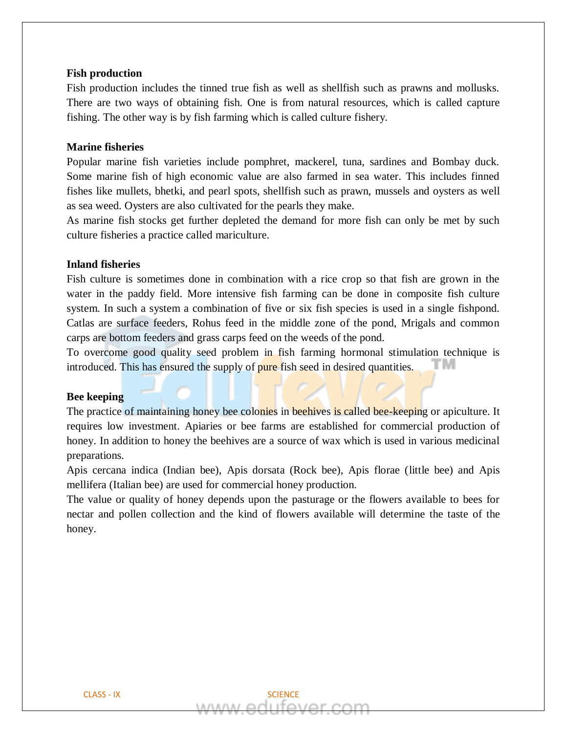**Fish production**

Fish production includes the tinned true fish as well as shellfish such as prawns and mollusks. There are two ways of obtaining fish. One is from natural resources, which is called capture fishing. The other way is by fish farming which is called culture fishery.

**Marine fisheries**

Popular marine fish varieties include pomphret, mackerel, tuna, sardines and Bombay duck. Some marine fish of high economic value are also farmed in sea water. This includes finned fishes like mullets, bhetki, and pearl spots, shellfish such as prawn, mussels and oysters as well as sea weed. Oysters are also cultivated for the pearls they make.

As marine fish stocks get further depleted the demand for more fish can only be met by such culture fisheries a practice called mariculture.

**Inland fisheries**

Fish culture is sometimes done in combination with a rice crop so that fish are grown in the water in the paddy field. More intensive fish farming can be done in composite fish culture system. In such a system a combination of five or six fish species is used in a single fishpond. Catlas are surface feeders, Rohus feed in the middle zone of the pond, Mrigals and common carps are bottom feeders and grass carps feed on the weeds of the pond.

To overcome good quality seed problem in fish farming hormonal stimulation technique is introduced. This has ensured the supply of pure fish seed in desired quantities.

**Bee keeping**

The practice of maintaining honey bee colonies in beehives is called bee-keeping or apiculture. It requires low investment. Apiaries or bee farms are established for commercial production of honey. In addition to honey the beehives are a source of wax which is used in various medicinal preparations.

Apis cercana indica (Indian bee), Apis dorsata (Rock bee), Apis florae (little bee) and Apis mellifera (Italian bee) are used for commercial honey production.

The value or quality of honey depends upon the pasturage or the flowers available to bees for nectar and pollen collection and the kind of flowers available will determine the taste of the honey.